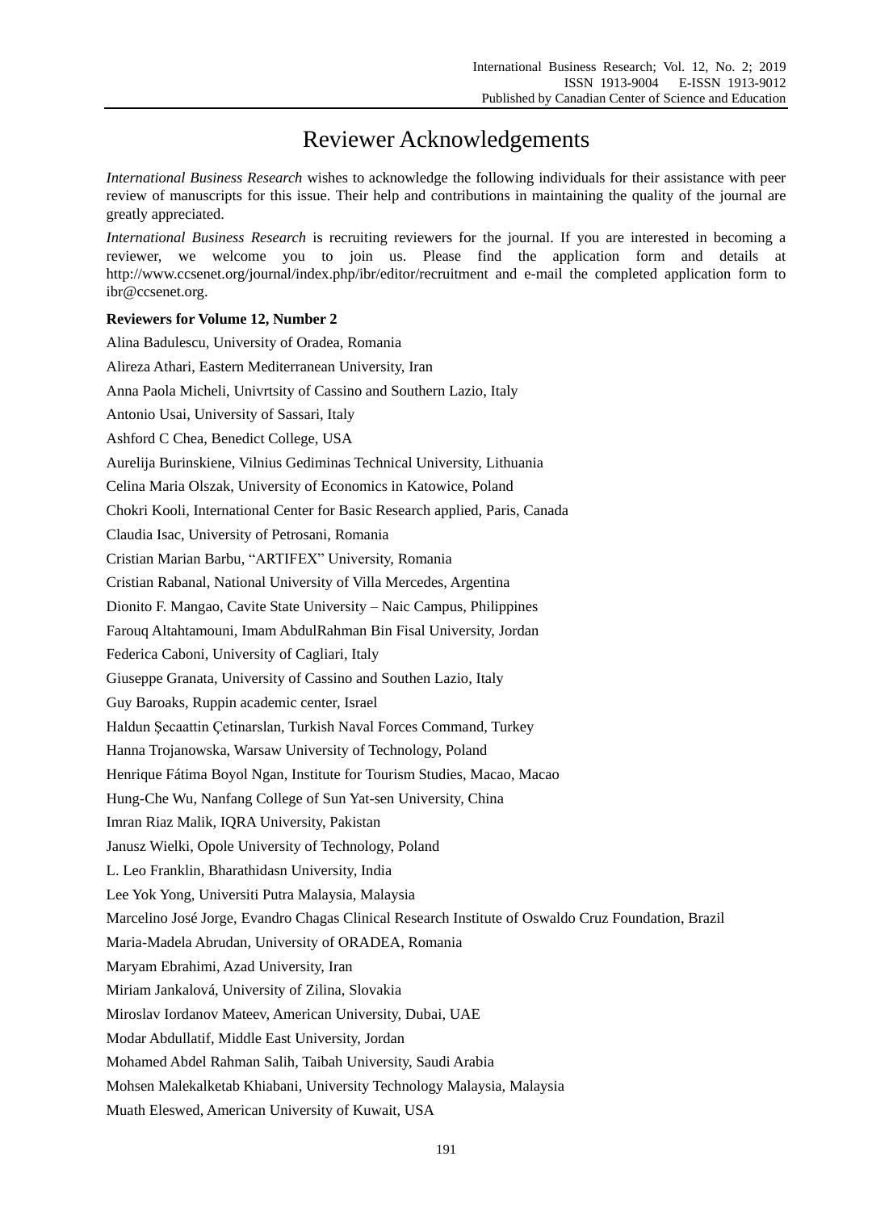# Reviewer Acknowledgements

*International Business Research* wishes to acknowledge the following individuals for their assistance with peer review of manuscripts for this issue. Their help and contributions in maintaining the quality of the journal are greatly appreciated.

*International Business Research* is recruiting reviewers for the journal. If you are interested in becoming a reviewer, we welcome you to join us. Please find the application form and details at http://www.ccsenet.org/journal/index.php/ibr/editor/recruitment and e-mail the completed application form to ibr@ccsenet.org.

**Reviewers for Volume 12, Number 2**

Alina Badulescu, University of Oradea, Romania

Alireza Athari, Eastern Mediterranean University, Iran

Anna Paola Micheli, Univrtsity of Cassino and Southern Lazio, Italy

Antonio Usai, University of Sassari, Italy

Ashford C Chea, Benedict College, USA

Aurelija Burinskiene, Vilnius Gediminas Technical University, Lithuania

Celina Maria Olszak, University of Economics in Katowice, Poland

Chokri Kooli, International Center for Basic Research applied, Paris, Canada

Claudia Isac, University of Petrosani, Romania

Cristian Marian Barbu, “ARTIFEX” University, Romania

Cristian Rabanal, National University of Villa Mercedes, Argentina

Dionito F. Mangao, Cavite State University – Naic Campus, Philippines

Farouq Altahtamouni, Imam AbdulRahman Bin Fisal University, Jordan

Federica Caboni, University of Cagliari, Italy

Giuseppe Granata, University of Cassino and Southen Lazio, Italy

Guy Baroaks, Ruppin academic center, Israel

Haldun Şecaattin Çetinarslan, Turkish Naval Forces Command, Turkey

Hanna Trojanowska, Warsaw University of Technology, Poland

Henrique Fátima Boyol Ngan, Institute for Tourism Studies, Macao, Macao

Hung-Che Wu, Nanfang College of Sun Yat-sen University, China

Imran Riaz Malik, IQRA University, Pakistan

Janusz Wielki, Opole University of Technology, Poland

L. Leo Franklin, Bharathidasn University, India

Lee Yok Yong, Universiti Putra Malaysia, Malaysia

Marcelino José Jorge, Evandro Chagas Clinical Research Institute of Oswaldo Cruz Foundation, Brazil

Maria-Madela Abrudan, University of ORADEA, Romania

Maryam Ebrahimi, Azad University, Iran

Miriam Jankalová, University of Zilina, Slovakia

Miroslav Iordanov Mateev, American University, Dubai, UAE

Modar Abdullatif, Middle East University, Jordan

Mohamed Abdel Rahman Salih, Taibah University, Saudi Arabia

Mohsen Malekalketab Khiabani, University Technology Malaysia, Malaysia

Muath Eleswed, American University of Kuwait, USA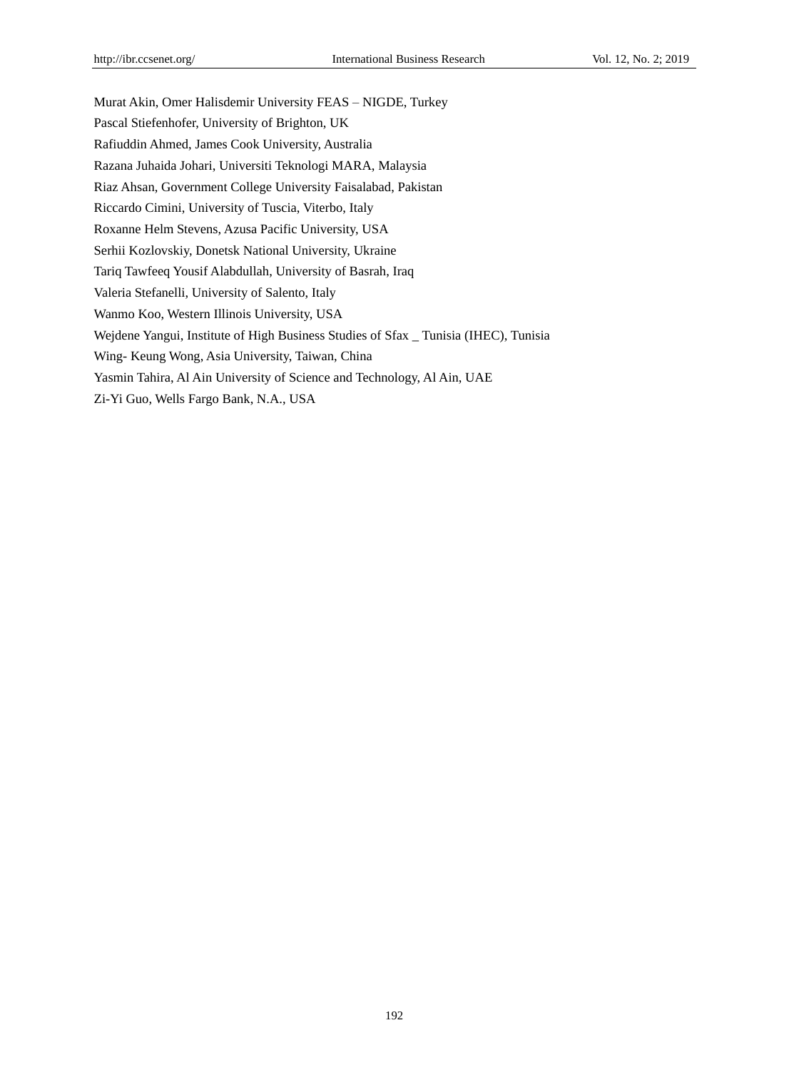Murat Akin, Omer Halisdemir University FEAS – NIGDE, Turkey

Pascal Stiefenhofer, University of Brighton, UK

Rafiuddin Ahmed, James Cook University, Australia

Razana Juhaida Johari, Universiti Teknologi MARA, Malaysia

Riaz Ahsan, Government College University Faisalabad, Pakistan

Riccardo Cimini, University of Tuscia, Viterbo, Italy

Roxanne Helm Stevens, Azusa Pacific University, USA

Serhii Kozlovskiy, Donetsk National University, Ukraine

Tariq Tawfeeq Yousif Alabdullah, University of Basrah, Iraq

Valeria Stefanelli, University of Salento, Italy

Wanmo Koo, Western Illinois University, USA

Wejdene Yangui, Institute of High Business Studies of Sfax _ Tunisia (IHEC), Tunisia

Wing- Keung Wong, Asia University, Taiwan, China

Yasmin Tahira, Al Ain University of Science and Technology, Al Ain, UAE

Zi-Yi Guo, Wells Fargo Bank, N.A., USA